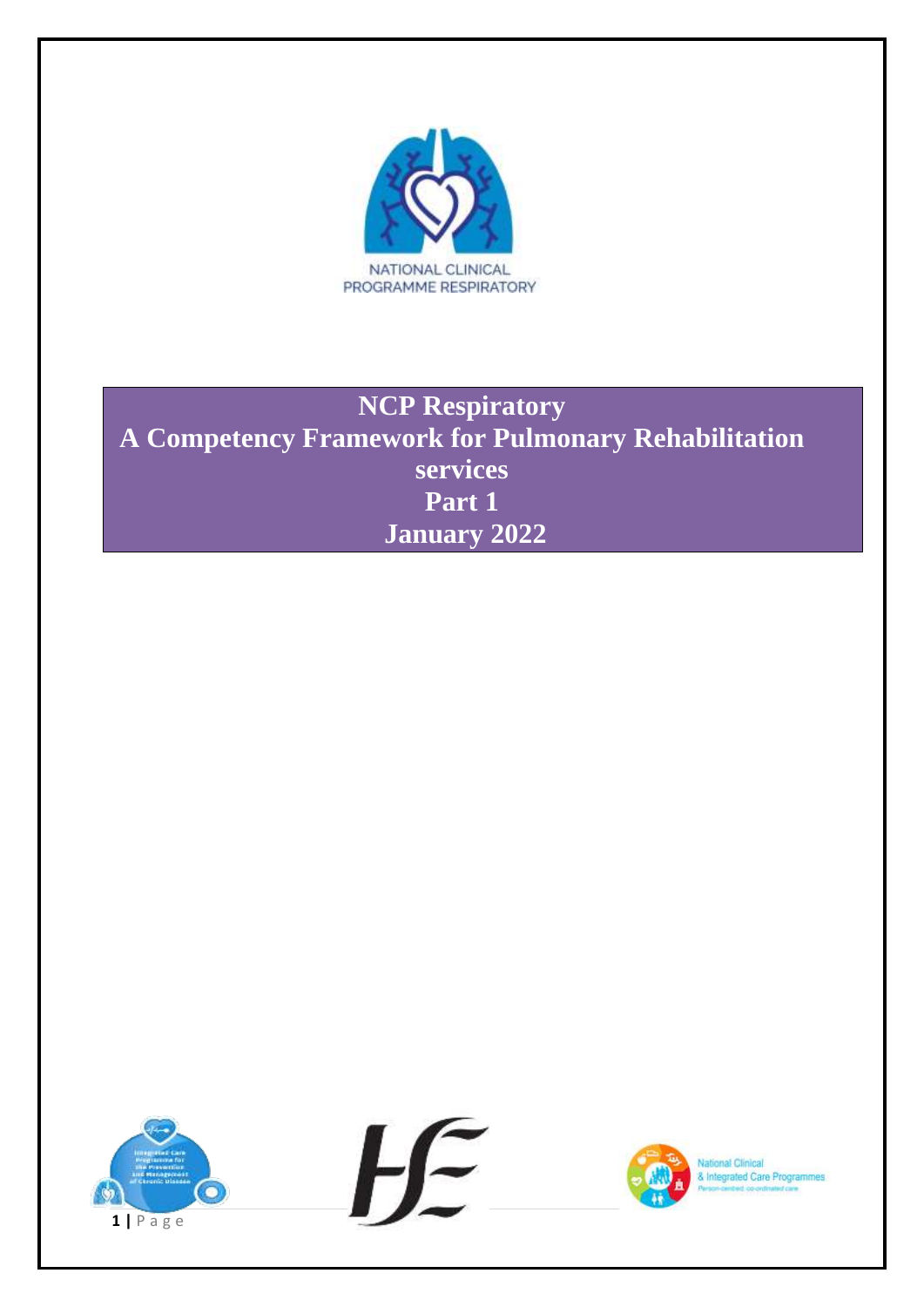NATIONAL CLINICAL PROGRAMME RESPIRATORY

# NCP Respiratory
# A Competency Framework for Pulmonary Rehabilitation services
# Part 1
# January 2022

Integrated Care Programme for the Prevention and Management of Chronic Disease

National Clinical & Integrated Care Programmes
Person-centred, co-ordinated care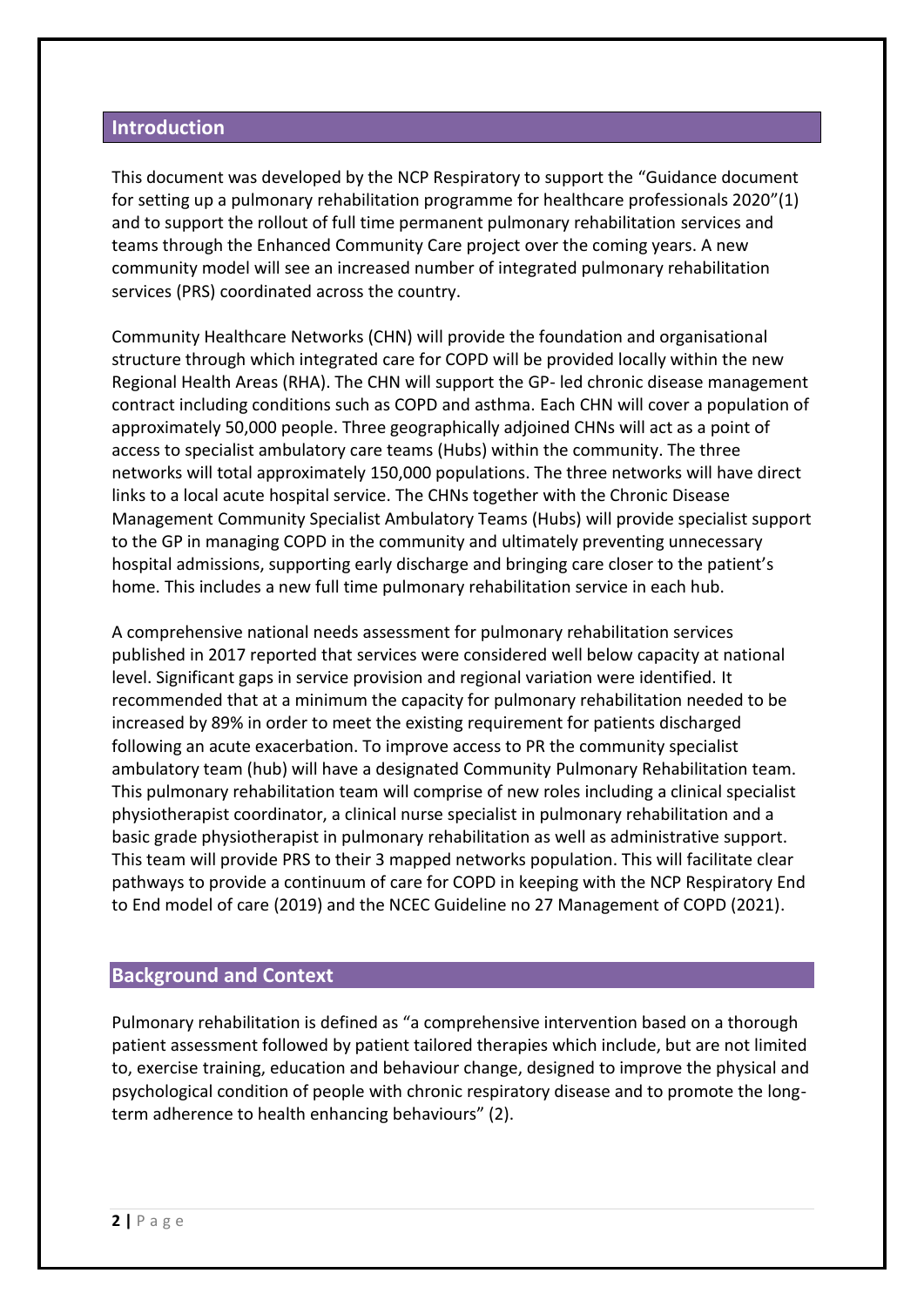## Introduction

This document was developed by the NCP Respiratory to support the "Guidance document for setting up a pulmonary rehabilitation programme for healthcare professionals 2020"(1) and to support the rollout of full time permanent pulmonary rehabilitation services and teams through the Enhanced Community Care project over the coming years. A new community model will see an increased number of integrated pulmonary rehabilitation services (PRS) coordinated across the country.

Community Healthcare Networks (CHN) will provide the foundation and organisational structure through which integrated care for COPD will be provided locally within the new Regional Health Areas (RHA). The CHN will support the GP- led chronic disease management contract including conditions such as COPD and asthma. Each CHN will cover a population of approximately 50,000 people. Three geographically adjoined CHNs will act as a point of access to specialist ambulatory care teams (Hubs) within the community. The three networks will total approximately 150,000 populations. The three networks will have direct links to a local acute hospital service. The CHNs together with the Chronic Disease Management Community Specialist Ambulatory Teams (Hubs) will provide specialist support to the GP in managing COPD in the community and ultimately preventing unnecessary hospital admissions, supporting early discharge and bringing care closer to the patient's home. This includes a new full time pulmonary rehabilitation service in each hub.

A comprehensive national needs assessment for pulmonary rehabilitation services published in 2017 reported that services were considered well below capacity at national level. Significant gaps in service provision and regional variation were identified. It recommended that at a minimum the capacity for pulmonary rehabilitation needed to be increased by 89% in order to meet the existing requirement for patients discharged following an acute exacerbation. To improve access to PR the community specialist ambulatory team (hub) will have a designated Community Pulmonary Rehabilitation team. This pulmonary rehabilitation team will comprise of new roles including a clinical specialist physiotherapist coordinator, a clinical nurse specialist in pulmonary rehabilitation and a basic grade physiotherapist in pulmonary rehabilitation as well as administrative support. This team will provide PRS to their 3 mapped networks population. This will facilitate clear pathways to provide a continuum of care for COPD in keeping with the NCP Respiratory End to End model of care (2019) and the NCEC Guideline no 27 Management of COPD (2021).

## Background and Context

Pulmonary rehabilitation is defined as "a comprehensive intervention based on a thorough patient assessment followed by patient tailored therapies which include, but are not limited to, exercise training, education and behaviour change, designed to improve the physical and psychological condition of people with chronic respiratory disease and to promote the long-term adherence to health enhancing behaviours" (2).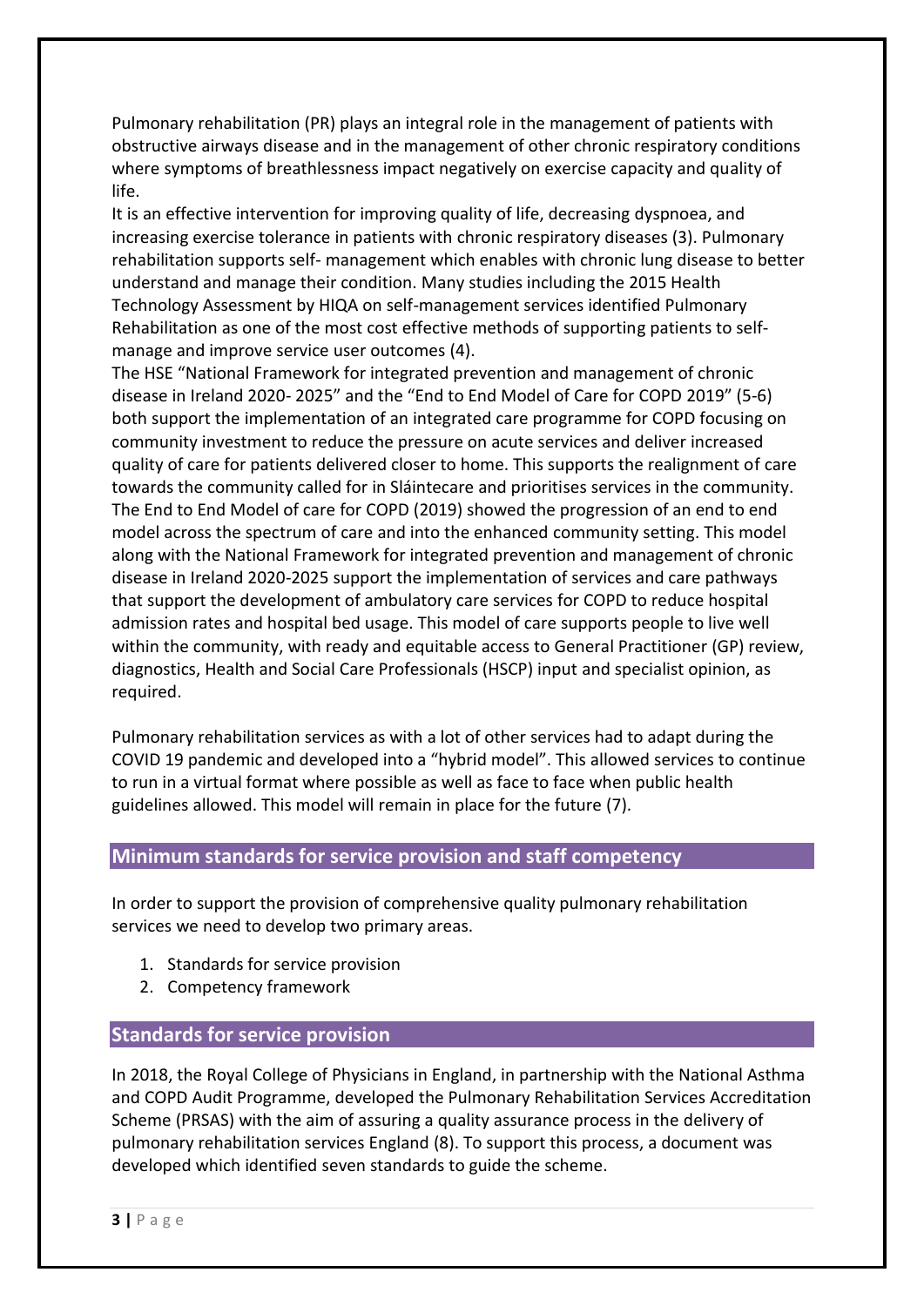Pulmonary rehabilitation (PR) plays an integral role in the management of patients with obstructive airways disease and in the management of other chronic respiratory conditions where symptoms of breathlessness impact negatively on exercise capacity and quality of life.

It is an effective intervention for improving quality of life, decreasing dyspnoea, and increasing exercise tolerance in patients with chronic respiratory diseases (3). Pulmonary rehabilitation supports self- management which enables with chronic lung disease to better understand and manage their condition. Many studies including the 2015 Health Technology Assessment by HIQA on self-management services identified Pulmonary Rehabilitation as one of the most cost effective methods of supporting patients to self-manage and improve service user outcomes (4).

The HSE "National Framework for integrated prevention and management of chronic disease in Ireland 2020- 2025" and the "End to End Model of Care for COPD 2019" (5-6) both support the implementation of an integrated care programme for COPD focusing on community investment to reduce the pressure on acute services and deliver increased quality of care for patients delivered closer to home. This supports the realignment of care towards the community called for in Sláintecare and prioritises services in the community. The End to End Model of care for COPD (2019) showed the progression of an end to end model across the spectrum of care and into the enhanced community setting. This model along with the National Framework for integrated prevention and management of chronic disease in Ireland 2020-2025 support the implementation of services and care pathways that support the development of ambulatory care services for COPD to reduce hospital admission rates and hospital bed usage. This model of care supports people to live well within the community, with ready and equitable access to General Practitioner (GP) review, diagnostics, Health and Social Care Professionals (HSCP) input and specialist opinion, as required.

Pulmonary rehabilitation services as with a lot of other services had to adapt during the COVID 19 pandemic and developed into a "hybrid model". This allowed services to continue to run in a virtual format where possible as well as face to face when public health guidelines allowed. This model will remain in place for the future (7).

## Minimum standards for service provision and staff competency

In order to support the provision of comprehensive quality pulmonary rehabilitation services we need to develop two primary areas.

1. Standards for service provision
2. Competency framework

## Standards for service provision

In 2018, the Royal College of Physicians in England, in partnership with the National Asthma and COPD Audit Programme, developed the Pulmonary Rehabilitation Services Accreditation Scheme (PRSAS) with the aim of assuring a quality assurance process in the delivery of pulmonary rehabilitation services England (8). To support this process, a document was developed which identified seven standards to guide the scheme.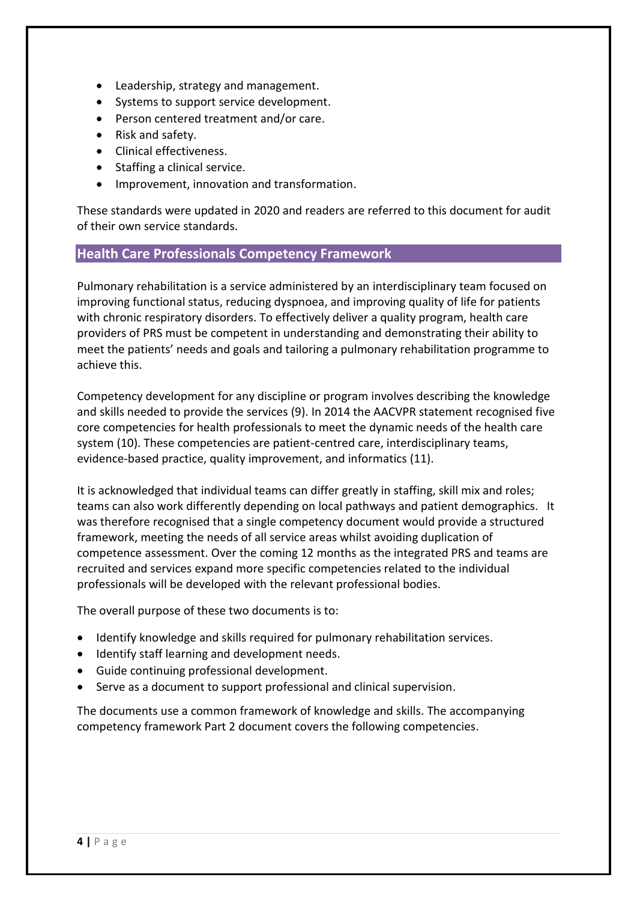- Leadership, strategy and management.
- Systems to support service development.
- Person centered treatment and/or care.
- Risk and safety.
- Clinical effectiveness.
- Staffing a clinical service.
- Improvement, innovation and transformation.

These standards were updated in 2020 and readers are referred to this document for audit of their own service standards.

## Health Care Professionals Competency Framework

Pulmonary rehabilitation is a service administered by an interdisciplinary team focused on improving functional status, reducing dyspnoea, and improving quality of life for patients with chronic respiratory disorders. To effectively deliver a quality program, health care providers of PRS must be competent in understanding and demonstrating their ability to meet the patients' needs and goals and tailoring a pulmonary rehabilitation programme to achieve this.

Competency development for any discipline or program involves describing the knowledge and skills needed to provide the services (9). In 2014 the AACVPR statement recognised five core competencies for health professionals to meet the dynamic needs of the health care system (10). These competencies are patient-centred care, interdisciplinary teams, evidence-based practice, quality improvement, and informatics (11).

It is acknowledged that individual teams can differ greatly in staffing, skill mix and roles; teams can also work differently depending on local pathways and patient demographics. It was therefore recognised that a single competency document would provide a structured framework, meeting the needs of all service areas whilst avoiding duplication of competence assessment. Over the coming 12 months as the integrated PRS and teams are recruited and services expand more specific competencies related to the individual professionals will be developed with the relevant professional bodies.

The overall purpose of these two documents is to:

- Identify knowledge and skills required for pulmonary rehabilitation services.
- Identify staff learning and development needs.
- Guide continuing professional development.
- Serve as a document to support professional and clinical supervision.

The documents use a common framework of knowledge and skills. The accompanying competency framework Part 2 document covers the following competencies.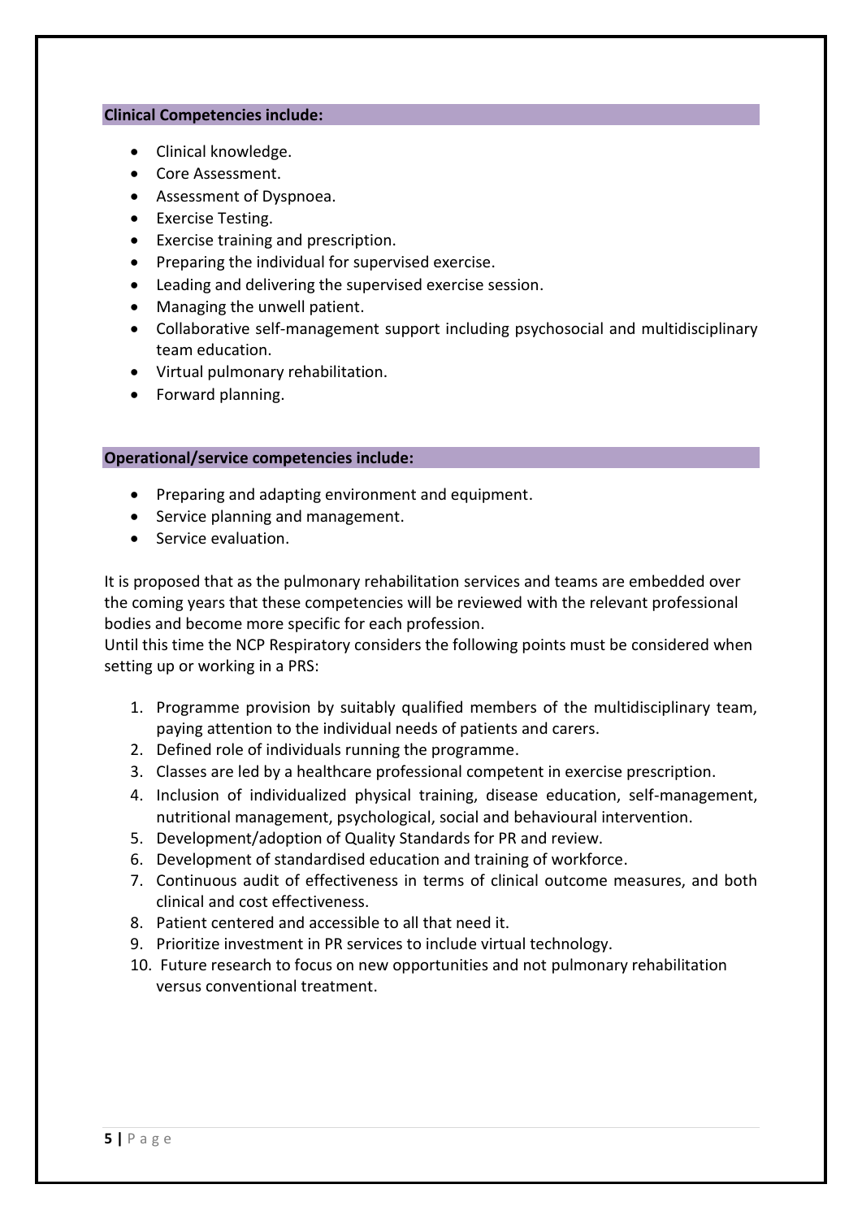**Clinical Competencies include:**

- Clinical knowledge.
- Core Assessment.
- Assessment of Dyspnoea.
- Exercise Testing.
- Exercise training and prescription.
- Preparing the individual for supervised exercise.
- Leading and delivering the supervised exercise session.
- Managing the unwell patient.
- Collaborative self-management support including psychosocial and multidisciplinary team education.
- Virtual pulmonary rehabilitation.
- Forward planning.

**Operational/service competencies include:**

- Preparing and adapting environment and equipment.
- Service planning and management.
- Service evaluation.

It is proposed that as the pulmonary rehabilitation services and teams are embedded over the coming years that these competencies will be reviewed with the relevant professional bodies and become more specific for each profession.
Until this time the NCP Respiratory considers the following points must be considered when setting up or working in a PRS:

1. Programme provision by suitably qualified members of the multidisciplinary team, paying attention to the individual needs of patients and carers.
2. Defined role of individuals running the programme.
3. Classes are led by a healthcare professional competent in exercise prescription.
4. Inclusion of individualized physical training, disease education, self-management, nutritional management, psychological, social and behavioural intervention.
5. Development/adoption of Quality Standards for PR and review.
6. Development of standardised education and training of workforce.
7. Continuous audit of effectiveness in terms of clinical outcome measures, and both clinical and cost effectiveness.
8. Patient centered and accessible to all that need it.
9. Prioritize investment in PR services to include virtual technology.
10. Future research to focus on new opportunities and not pulmonary rehabilitation versus conventional treatment.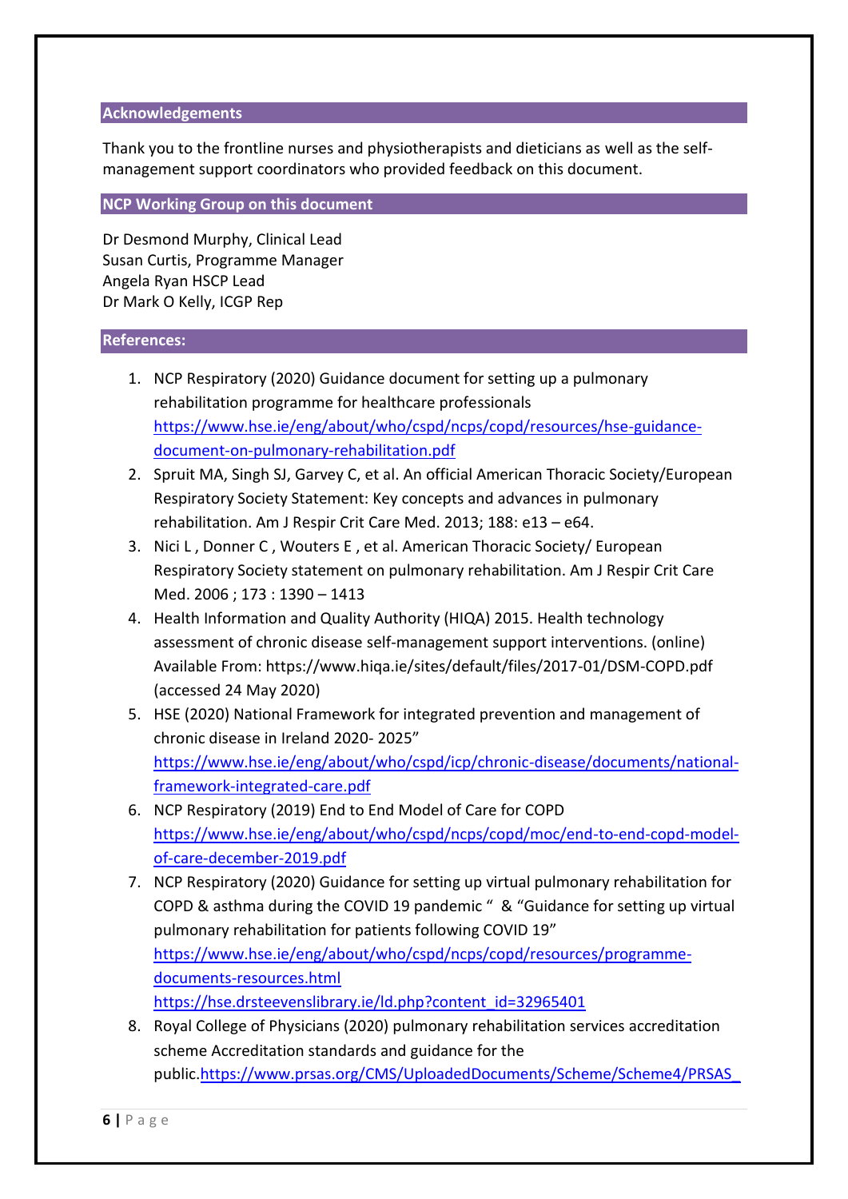## Acknowledgements

Thank you to the frontline nurses and physiotherapists and dieticians as well as the self-management support coordinators who provided feedback on this document.

## NCP Working Group on this document

Dr Desmond Murphy, Clinical Lead
Susan Curtis, Programme Manager
Angela Ryan HSCP Lead
Dr Mark O Kelly, ICGP Rep

## References:

1. NCP Respiratory (2020) Guidance document for setting up a pulmonary rehabilitation programme for healthcare professionals https://www.hse.ie/eng/about/who/cspd/ncps/copd/resources/hse-guidance-document-on-pulmonary-rehabilitation.pdf
2. Spruit MA, Singh SJ, Garvey C, et al. An official American Thoracic Society/European Respiratory Society Statement: Key concepts and advances in pulmonary rehabilitation. Am J Respir Crit Care Med. 2013; 188: e13 – e64.
3. Nici L , Donner C , Wouters E , et al. American Thoracic Society/ European Respiratory Society statement on pulmonary rehabilitation. Am J Respir Crit Care Med. 2006 ; 173 : 1390 – 1413
4. Health Information and Quality Authority (HIQA) 2015. Health technology assessment of chronic disease self-management support interventions. (online) Available From: https://www.hiqa.ie/sites/default/files/2017-01/DSM-COPD.pdf (accessed 24 May 2020)
5. HSE (2020) National Framework for integrated prevention and management of chronic disease in Ireland 2020- 2025" https://www.hse.ie/eng/about/who/cspd/icp/chronic-disease/documents/national-framework-integrated-care.pdf
6. NCP Respiratory (2019) End to End Model of Care for COPD https://www.hse.ie/eng/about/who/cspd/ncps/copd/moc/end-to-end-copd-model-of-care-december-2019.pdf
7. NCP Respiratory (2020) Guidance for setting up virtual pulmonary rehabilitation for COPD & asthma during the COVID 19 pandemic " & "Guidance for setting up virtual pulmonary rehabilitation for patients following COVID 19" https://www.hse.ie/eng/about/who/cspd/ncps/copd/resources/programme-documents-resources.html https://hse.drsteevenslibrary.ie/ld.php?content_id=32965401
8. Royal College of Physicians (2020) pulmonary rehabilitation services accreditation scheme Accreditation standards and guidance for the public.https://www.prsas.org/CMS/UploadedDocuments/Scheme/Scheme4/PRSAS_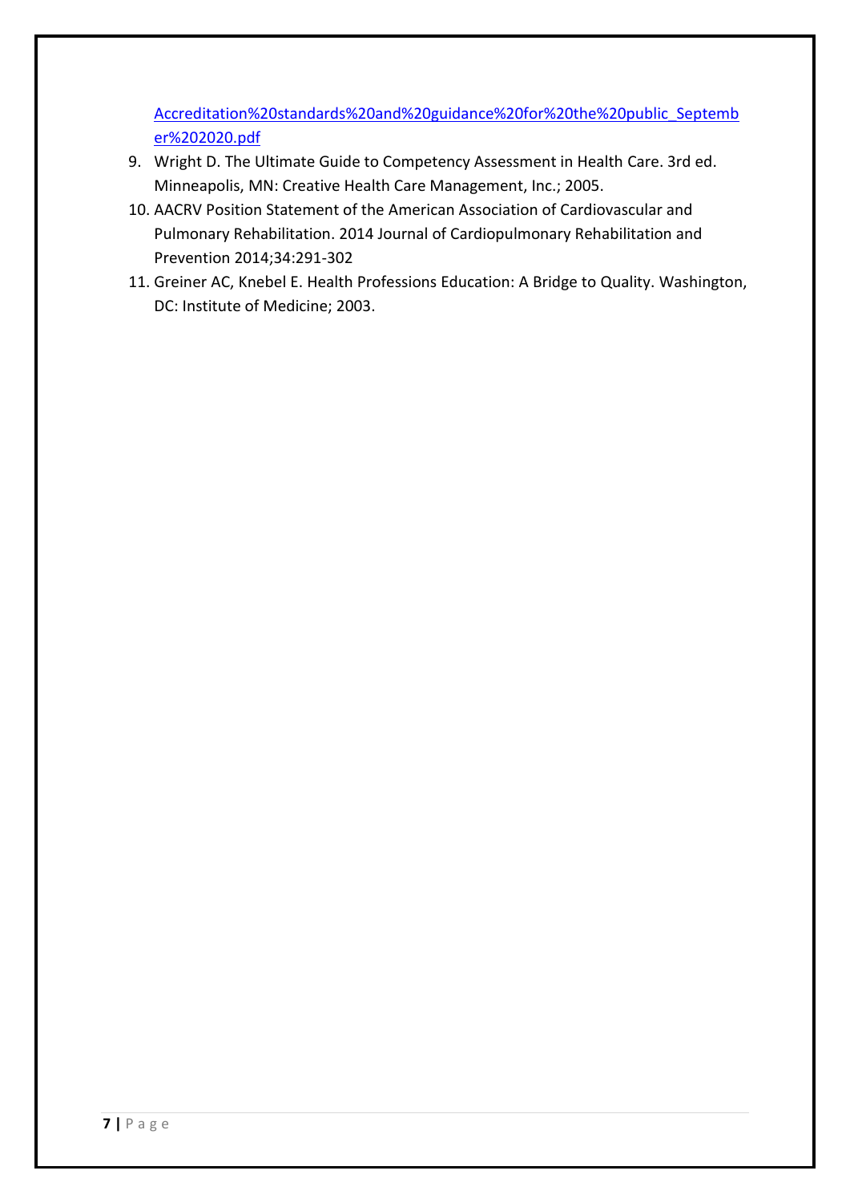Accreditation%20standards%20and%20guidance%20for%20the%20public_September%202020.pdf

9. Wright D. The Ultimate Guide to Competency Assessment in Health Care. 3rd ed. Minneapolis, MN: Creative Health Care Management, Inc.; 2005.
10. AACRV Position Statement of the American Association of Cardiovascular and Pulmonary Rehabilitation. 2014 Journal of Cardiopulmonary Rehabilitation and Prevention 2014;34:291-302
11. Greiner AC, Knebel E. Health Professions Education: A Bridge to Quality. Washington, DC: Institute of Medicine; 2003.